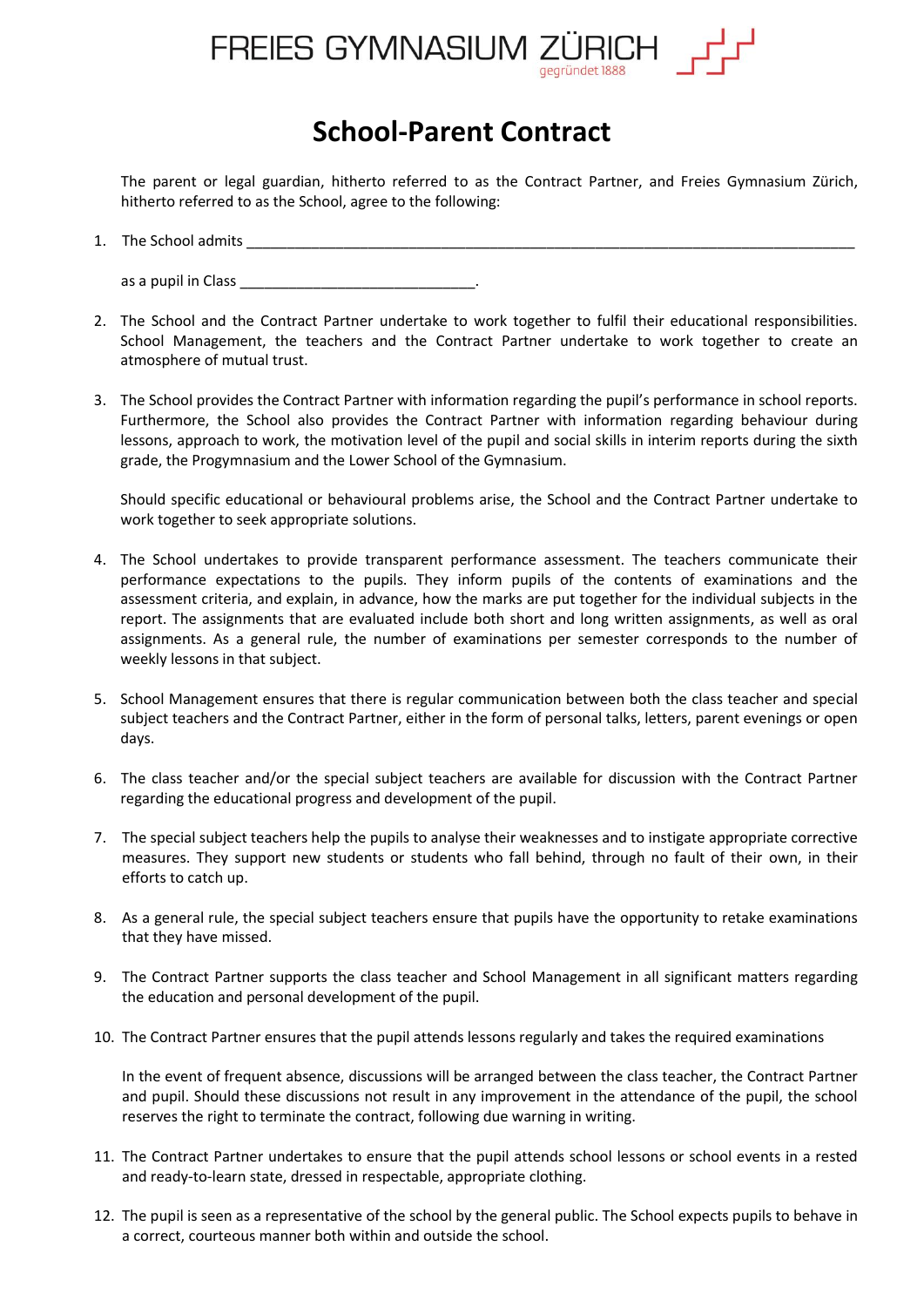FREIES GYMNASIUM ZÜRICH
gegründet 1888

# School-Parent Contract

The parent or legal guardian, hitherto referred to as the Contract Partner, and Freies Gymnasium Zürich, hitherto referred to as the School, agree to the following:

1. The School admits ______________________________________________________________________

   as a pupil in Class ____________________________.

2. The School and the Contract Partner undertake to work together to fulfil their educational responsibilities. School Management, the teachers and the Contract Partner undertake to work together to create an atmosphere of mutual trust.

3. The School provides the Contract Partner with information regarding the pupil's performance in school reports. Furthermore, the School also provides the Contract Partner with information regarding behaviour during lessons, approach to work, the motivation level of the pupil and social skills in interim reports during the sixth grade, the Progymnasium and the Lower School of the Gymnasium.

   Should specific educational or behavioural problems arise, the School and the Contract Partner undertake to work together to seek appropriate solutions.

4. The School undertakes to provide transparent performance assessment. The teachers communicate their performance expectations to the pupils. They inform pupils of the contents of examinations and the assessment criteria, and explain, in advance, how the marks are put together for the individual subjects in the report. The assignments that are evaluated include both short and long written assignments, as well as oral assignments. As a general rule, the number of examinations per semester corresponds to the number of weekly lessons in that subject.

5. School Management ensures that there is regular communication between both the class teacher and special subject teachers and the Contract Partner, either in the form of personal talks, letters, parent evenings or open days.

6. The class teacher and/or the special subject teachers are available for discussion with the Contract Partner regarding the educational progress and development of the pupil.

7. The special subject teachers help the pupils to analyse their weaknesses and to instigate appropriate corrective measures. They support new students or students who fall behind, through no fault of their own, in their efforts to catch up.

8. As a general rule, the special subject teachers ensure that pupils have the opportunity to retake examinations that they have missed.

9. The Contract Partner supports the class teacher and School Management in all significant matters regarding the education and personal development of the pupil.

10. The Contract Partner ensures that the pupil attends lessons regularly and takes the required examinations

    In the event of frequent absence, discussions will be arranged between the class teacher, the Contract Partner and pupil. Should these discussions not result in any improvement in the attendance of the pupil, the school reserves the right to terminate the contract, following due warning in writing.

11. The Contract Partner undertakes to ensure that the pupil attends school lessons or school events in a rested and ready-to-learn state, dressed in respectable, appropriate clothing.

12. The pupil is seen as a representative of the school by the general public. The School expects pupils to behave in a correct, courteous manner both within and outside the school.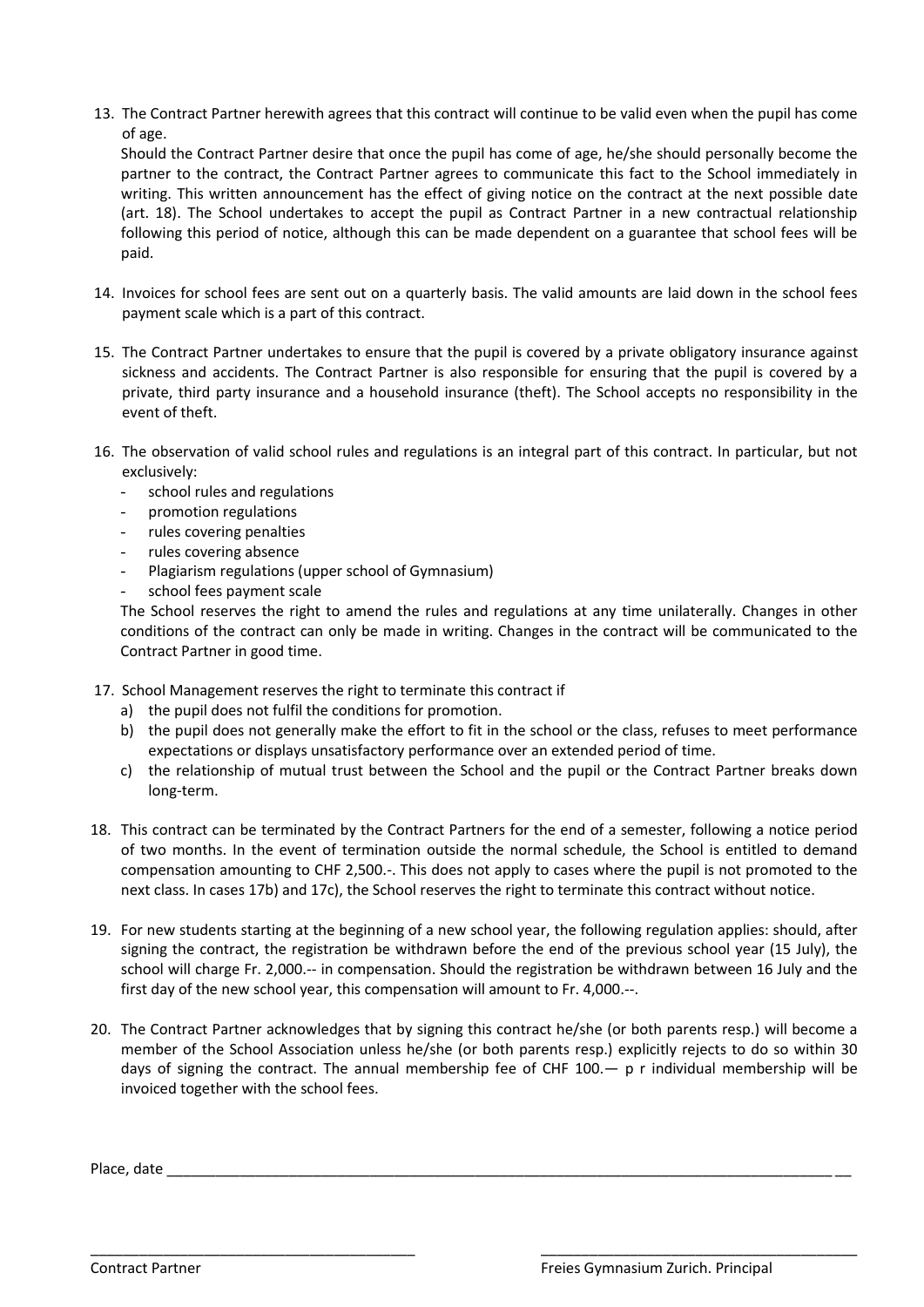13. The Contract Partner herewith agrees that this contract will continue to be valid even when the pupil has come of age.
    Should the Contract Partner desire that once the pupil has come of age, he/she should personally become the partner to the contract, the Contract Partner agrees to communicate this fact to the School immediately in writing. This written announcement has the effect of giving notice on the contract at the next possible date (art. 18). The School undertakes to accept the pupil as Contract Partner in a new contractual relationship following this period of notice, although this can be made dependent on a guarantee that school fees will be paid.

14. Invoices for school fees are sent out on a quarterly basis. The valid amounts are laid down in the school fees payment scale which is a part of this contract.

15. The Contract Partner undertakes to ensure that the pupil is covered by a private obligatory insurance against sickness and accidents. The Contract Partner is also responsible for ensuring that the pupil is covered by a private, third party insurance and a household insurance (theft). The School accepts no responsibility in the event of theft.

16. The observation of valid school rules and regulations is an integral part of this contract. In particular, but not exclusively:
    - school rules and regulations
    - promotion regulations
    - rules covering penalties
    - rules covering absence
    - Plagiarism regulations (upper school of Gymnasium)
    - school fees payment scale

    The School reserves the right to amend the rules and regulations at any time unilaterally. Changes in other conditions of the contract can only be made in writing. Changes in the contract will be communicated to the Contract Partner in good time.

17. School Management reserves the right to terminate this contract if
    a) the pupil does not fulfil the conditions for promotion.
    b) the pupil does not generally make the effort to fit in the school or the class, refuses to meet performance expectations or displays unsatisfactory performance over an extended period of time.
    c) the relationship of mutual trust between the School and the pupil or the Contract Partner breaks down long-term.

18. This contract can be terminated by the Contract Partners for the end of a semester, following a notice period of two months. In the event of termination outside the normal schedule, the School is entitled to demand compensation amounting to CHF 2,500.-. This does not apply to cases where the pupil is not promoted to the next class. In cases 17b) and 17c), the School reserves the right to terminate this contract without notice.

19. For new students starting at the beginning of a new school year, the following regulation applies: should, after signing the contract, the registration be withdrawn before the end of the previous school year (15 July), the school will charge Fr. 2,000.-- in compensation. Should the registration be withdrawn between 16 July and the first day of the new school year, this compensation will amount to Fr. 4,000.--.

20. The Contract Partner acknowledges that by signing this contract he/she (or both parents resp.) will become a member of the School Association unless he/she (or both parents resp.) explicitly rejects to do so within 30 days of signing the contract. The annual membership fee of CHF 100.— p r individual membership will be invoiced together with the school fees.

Place, date ____________________________________________

________________________________________ &nbsp;&nbsp;&nbsp;&nbsp; ________________________________________

Contract Partner &nbsp;&nbsp;&nbsp;&nbsp; Freies Gymnasium Zurich. Principal